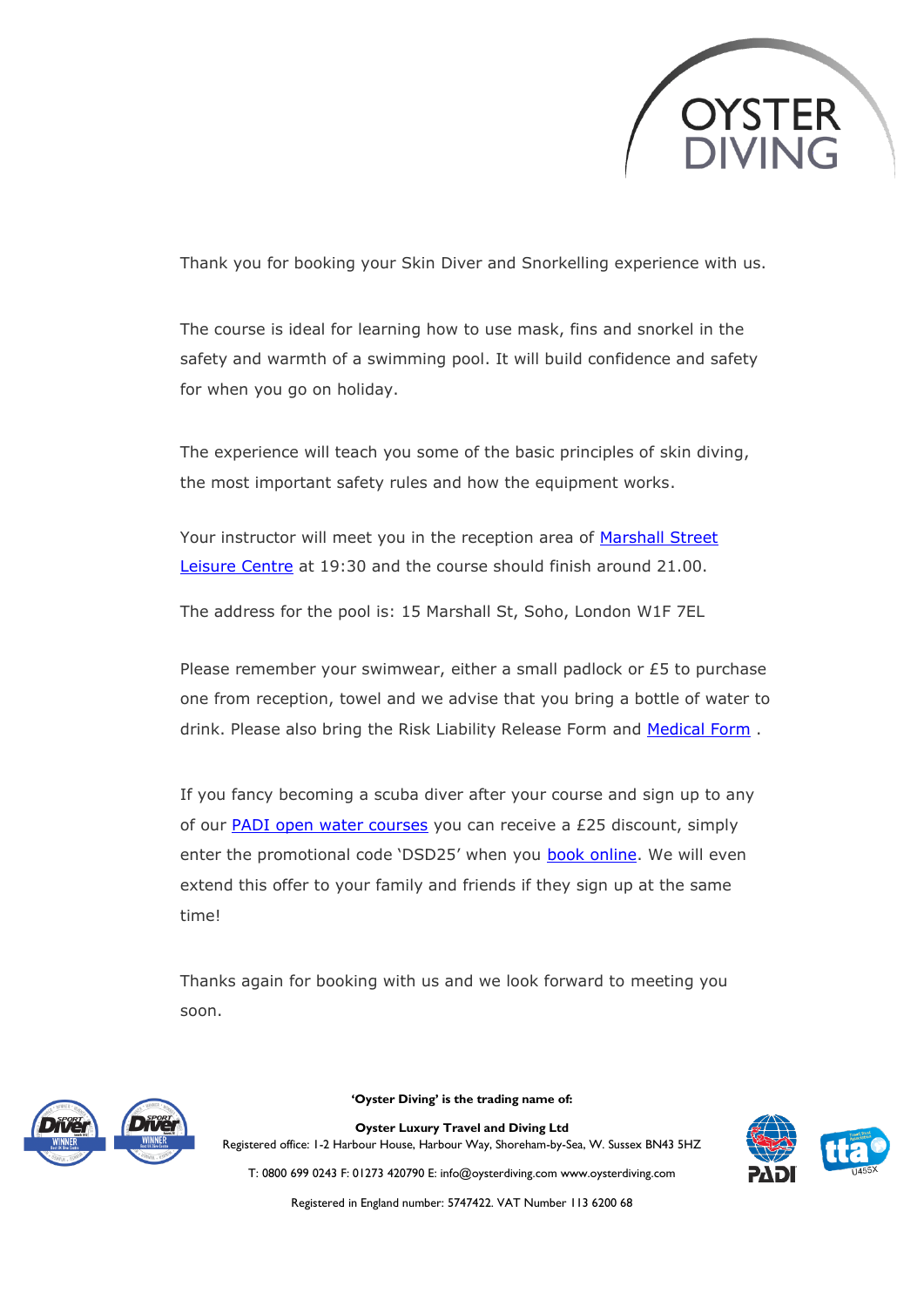Thank you for booking your Skin Diver and Snorkelling experience with us.

The course is ideal for learning how to use mask, fins and snorkel in the safety and warmth of a swimming pool. It will build confidence and safety for when you go on holiday.

The experience will teach you some of the basic principles of skin diving, the most important safety rules and how the equipment works.

Your instructor will meet you in the reception area of Marshall Street Leisure Centre at 19:30 and the course should finish around 21.00.

The address for the pool is: 15 Marshall St, Soho, London W1F 7EL

Please remember your swimwear, either a small padlock or £5 to purchase one from reception, towel and we advise that you bring a bottle of water to drink. Please also bring the Risk Liability Release Form and Medical Form .

If you fancy becoming a scuba diver after your course and sign up to any of our PADI open water courses you can receive a £25 discount, simply enter the promotional code 'DSD25' when you book online. We will even extend this offer to your family and friends if they sign up at the same time!

Thanks again for booking with us and we look forward to meeting you soon.

**'Oyster Diving' is the trading name of:**

**Oyster Luxury Travel and Diving Ltd**
Registered office: 1-2 Harbour House, Harbour Way, Shoreham-by-Sea, W. Sussex BN43 5HZ

T: 0800 699 0243 F: 01273 420790 E: info@oysterdiving.com www.oysterdiving.com

Registered in England number: 5747422. VAT Number 113 6200 68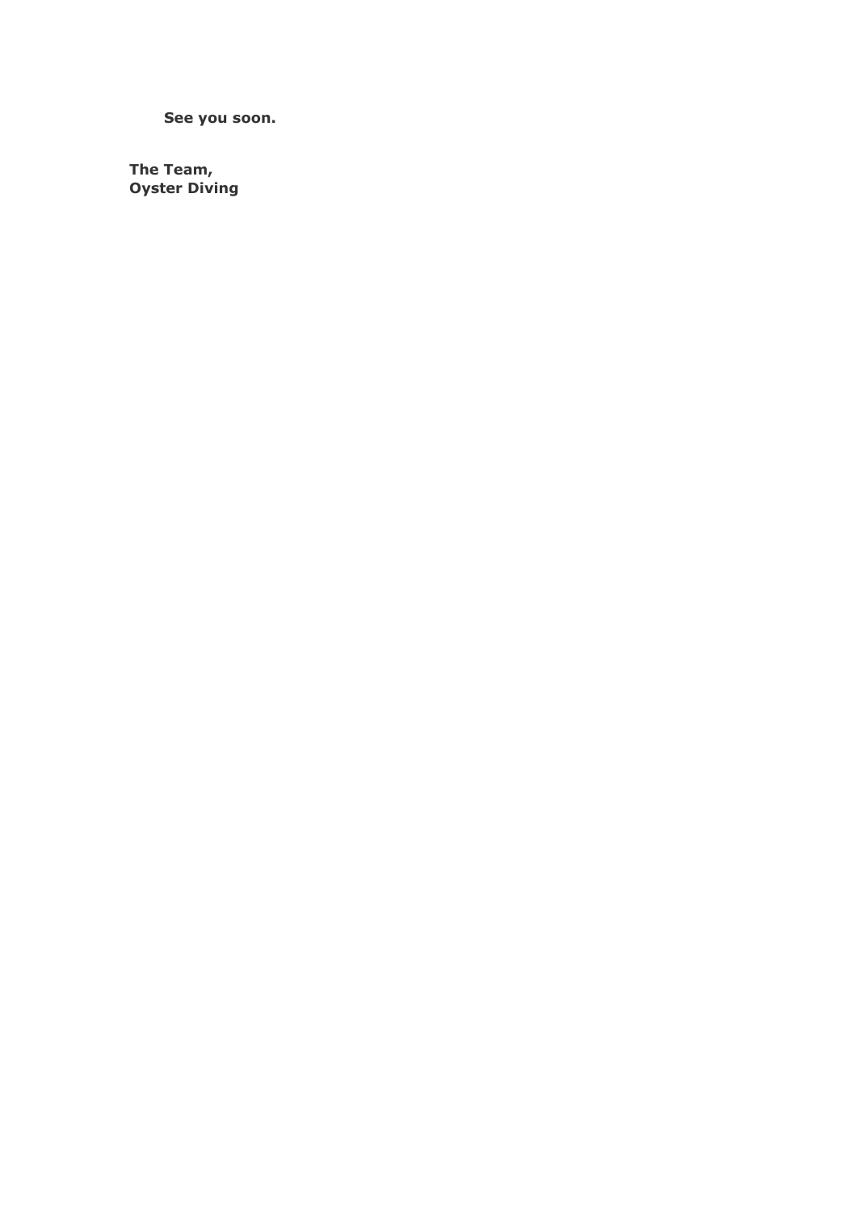**See you soon.**

**The Team,**
**Oyster Diving**